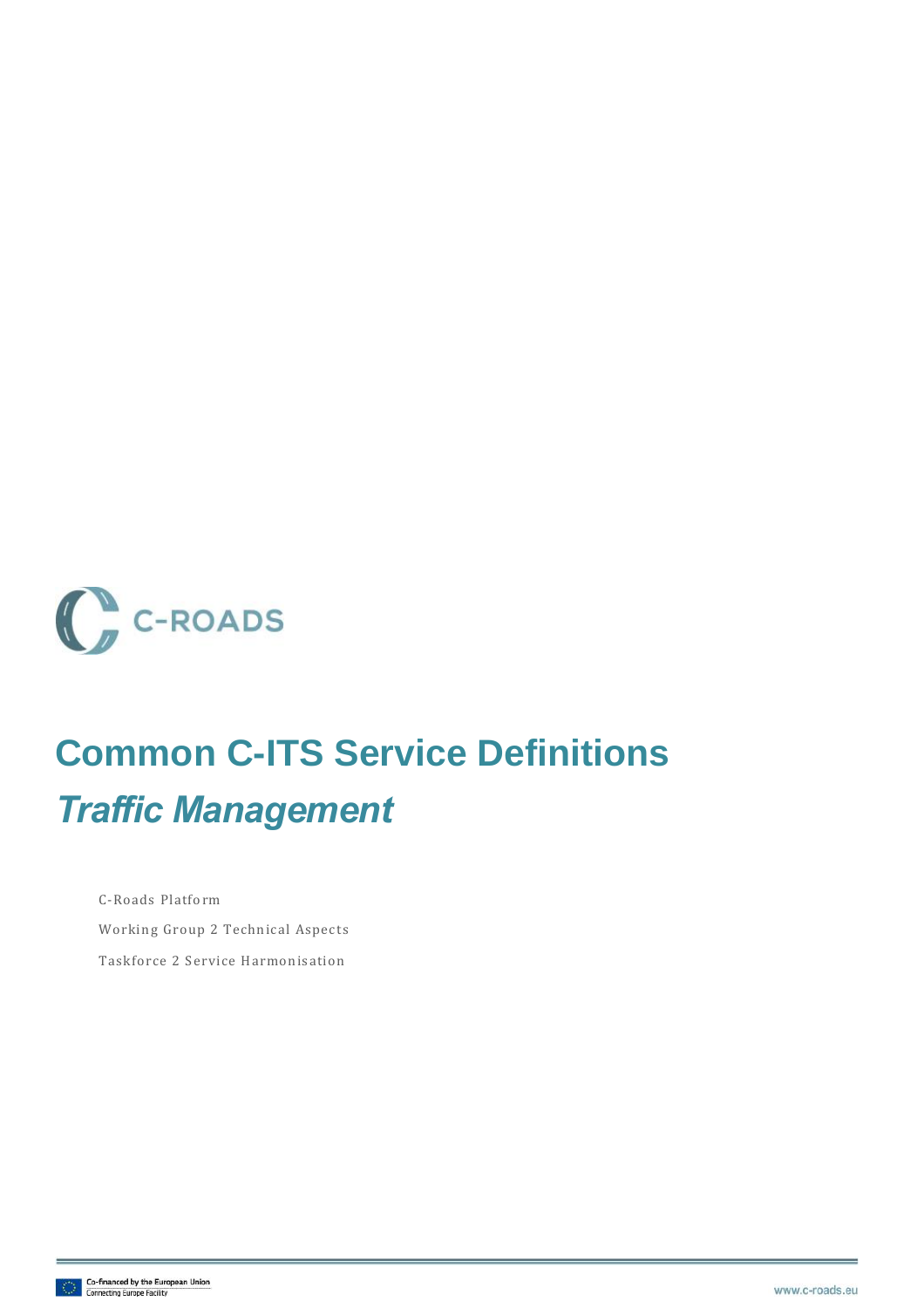C-ROADS

# Common C-ITS Service Definitions

## *Traffic Management*

C-Roads Platform

Working Group 2 Technical Aspects

Taskforce 2 Service Harmonisation

Co-financed by the European Union
Connecting Europe Facility

www.c-roads.eu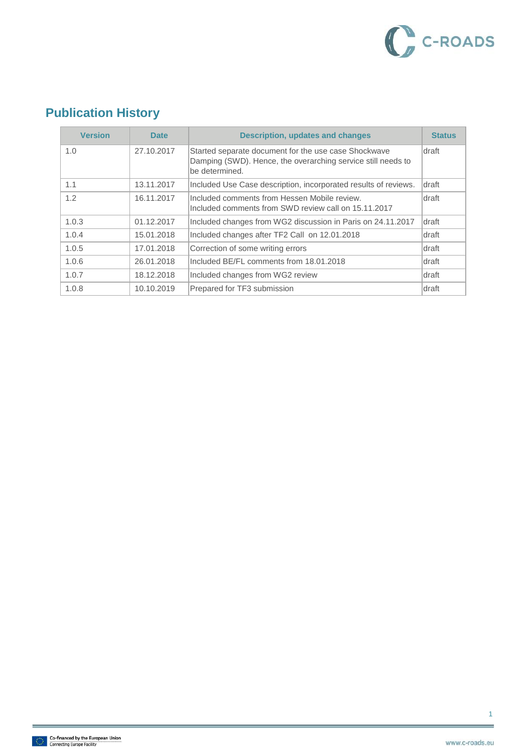## Publication History

| Version | Date | Description, updates and changes | Status |
|---|---|---|---|
| 1.0 | 27.10.2017 | Started separate document for the use case Shockwave Damping (SWD). Hence, the overarching service still needs to be determined. | draft |
| 1.1 | 13.11.2017 | Included Use Case description, incorporated results of reviews. | draft |
| 1.2 | 16.11.2017 | Included comments from Hessen Mobile review. Included comments from SWD review call on 15.11.2017 | draft |
| 1.0.3 | 01.12.2017 | Included changes from WG2 discussion in Paris on 24.11.2017 | draft |
| 1.0.4 | 15.01.2018 | Included changes after TF2 Call on 12.01.2018 | draft |
| 1.0.5 | 17.01.2018 | Correction of some writing errors | draft |
| 1.0.6 | 26.01.2018 | Included BE/FL comments from 18.01.2018 | draft |
| 1.0.7 | 18.12.2018 | Included changes from WG2 review | draft |
| 1.0.8 | 10.10.2019 | Prepared for TF3 submission | draft |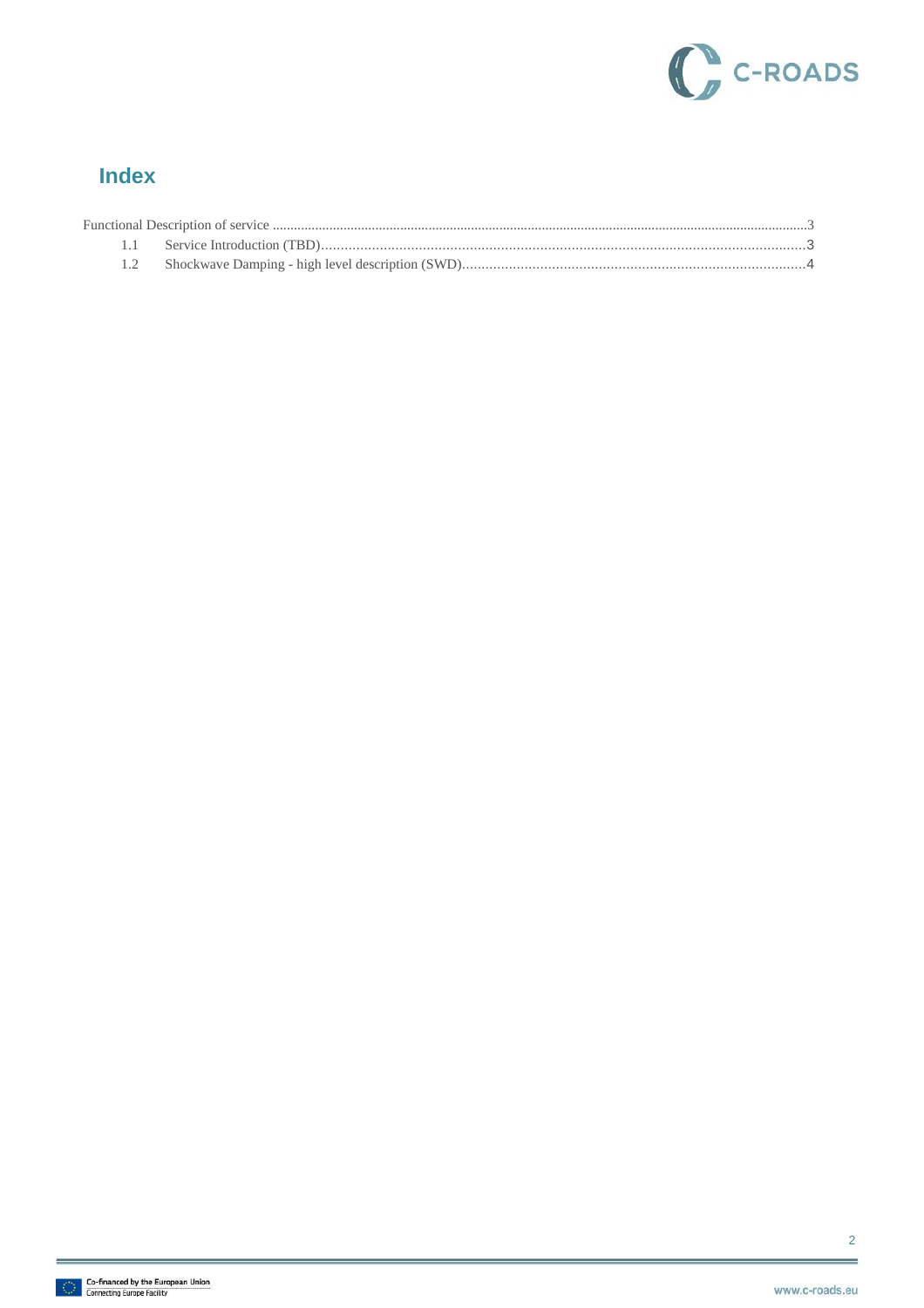# Index

Functional Description of service ....................................................................................................................................................3

1.1 Service Introduction (TBD)..............................................................................................................................3

1.2 Shockwave Damping - high level description (SWD)........................................................................................4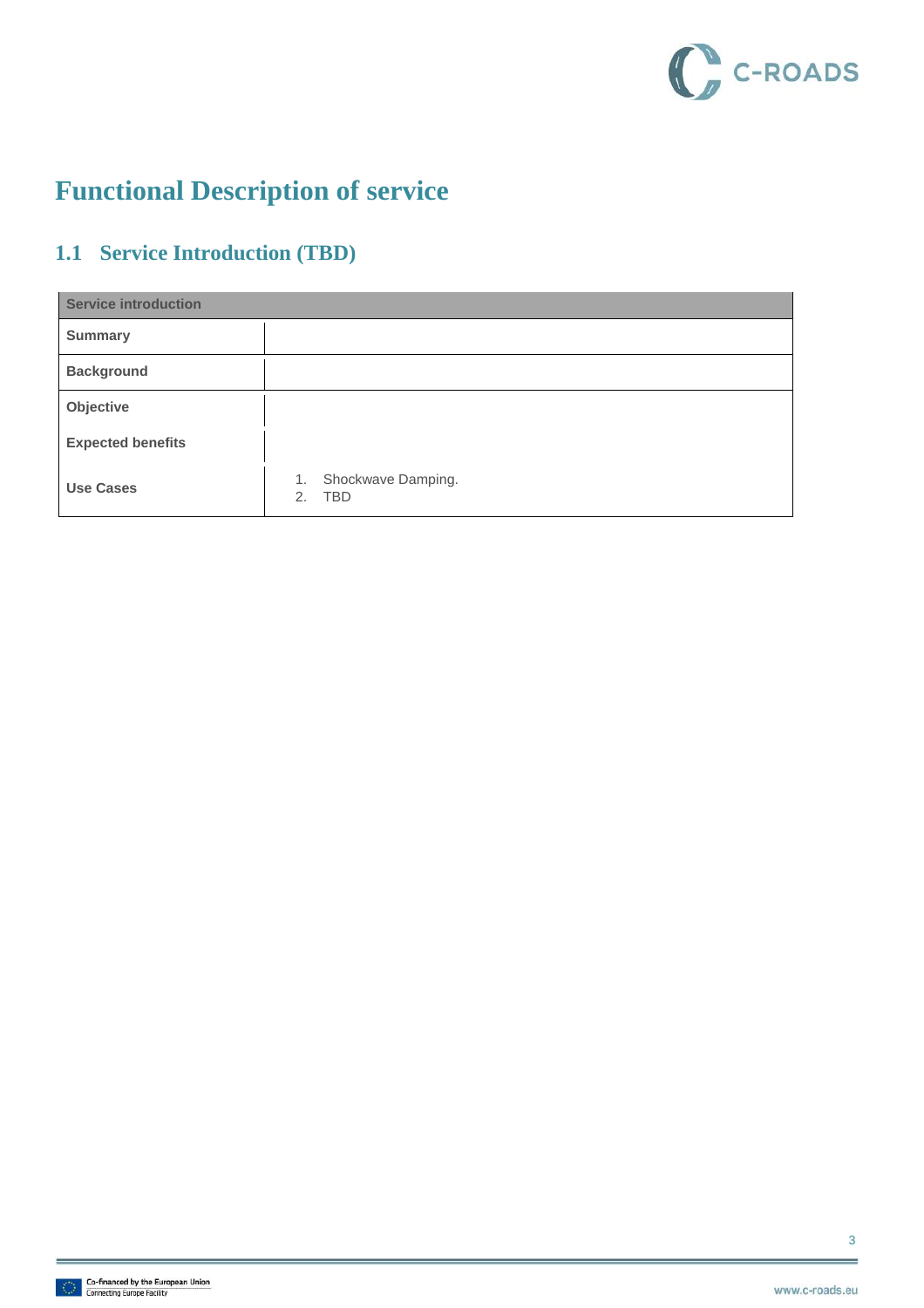# Functional Description of service

## 1.1 Service Introduction (TBD)

| Service introduction | |
|---|---|
| **Summary** | |
| **Background** | |
| **Objective** | |
| **Expected benefits** | |
| **Use Cases** | 1. Shockwave Damping.<br>2. TBD |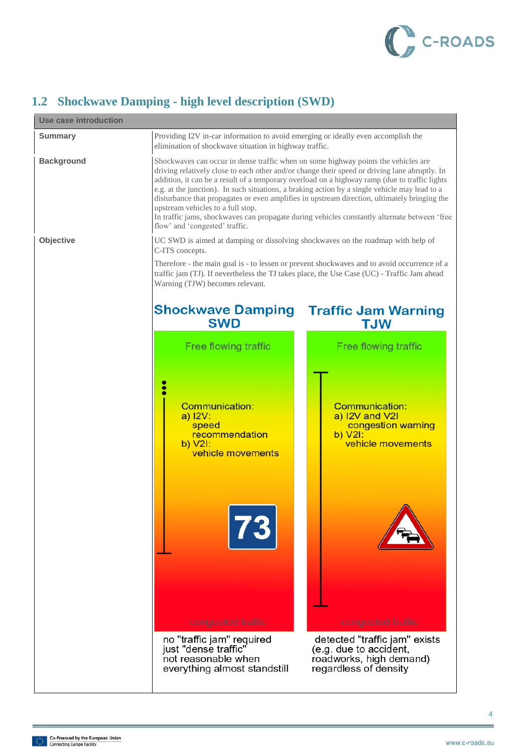## 1.2 Shockwave Damping - high level description (SWD)

| Use case introduction | |
|---|---|
| **Summary** | Providing I2V in-car information to avoid emerging or ideally even accomplish the elimination of shockwave situation in highway traffic. |
| **Background** | Shockwaves can occur in dense traffic when on some highway points the vehicles are driving relatively close to each other and/or change their speed or driving lane abruptly. In addition, it can be a result of a temporary overload on a highway ramp (due to traffic lights e.g. at the junction). In such situations, a braking action by a single vehicle may lead to a disturbance that propagates or even amplifies in upstream direction, ultimately bringing the upstream vehicles to a full stop. In traffic jams, shockwaves can propagate during vehicles constantly alternate between 'free flow' and 'congested' traffic. |
| **Objective** | UC SWD is aimed at damping or dissolving shockwaves on the roadmap with help of C-ITS concepts. Therefore - the main goal is - to lessen or prevent shockwaves and to avoid occurrence of a traffic jam (TJ). If nevertheless the TJ takes place, the Use Case (UC) - Traffic Jam ahead Warning (TJW) becomes relevant. |

**Shockwave Damping SWD**

Free flowing traffic

Communication:
a) I2V: speed recommendation
b) V2I: vehicle movements

73

congested traffic

no "traffic jam" required
just "dense traffic"
not reasonable when everything almost standstill

**Traffic Jam Warning TJW**

Free flowing traffic

Communication:
a) I2V and V2I congestion warning
b) V2I: vehicle movements

congested traffic

detected "traffic jam" exists
(e.g. due to accident, roadworks, high demand)
regardless of density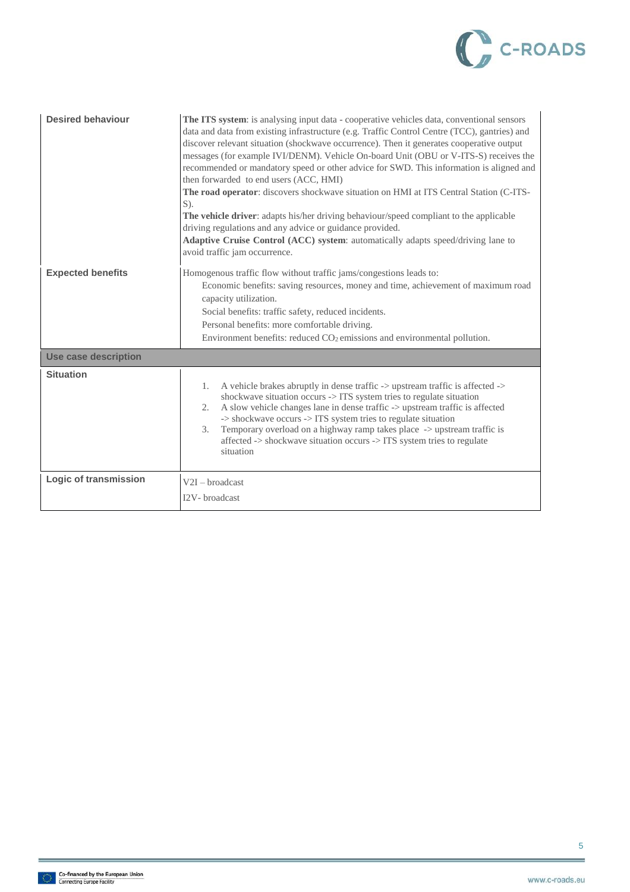| | |
|---|---|
| **Desired behaviour** | **The ITS system**: is analysing input data - cooperative vehicles data, conventional sensors data and data from existing infrastructure (e.g. Traffic Control Centre (TCC), gantries) and discover relevant situation (shockwave occurrence). Then it generates cooperative output messages (for example IVI/DENM). Vehicle On-board Unit (OBU or V-ITS-S) receives the recommended or mandatory speed or other advice for SWD. This information is aligned and then forwarded to end users (ACC, HMI)<br>**The road operator**: discovers shockwave situation on HMI at ITS Central Station (C-ITS-S).<br>**The vehicle driver**: adapts his/her driving behaviour/speed compliant to the applicable driving regulations and any advice or guidance provided.<br>**Adaptive Cruise Control (ACC) system**: automatically adapts speed/driving lane to avoid traffic jam occurrence. |
| **Expected benefits** | Homogenous traffic flow without traffic jams/congestions leads to:<br>Economic benefits: saving resources, money and time, achievement of maximum road capacity utilization.<br>Social benefits: traffic safety, reduced incidents.<br>Personal benefits: more comfortable driving.<br>Environment benefits: reduced $CO_2$ emissions and environmental pollution. |
| **Use case description** | |
| **Situation** | 1. A vehicle brakes abruptly in dense traffic -> upstream traffic is affected -> shockwave situation occurs -> ITS system tries to regulate situation<br>2. A slow vehicle changes lane in dense traffic -> upstream traffic is affected -> shockwave occurs -> ITS system tries to regulate situation<br>3. Temporary overload on a highway ramp takes place -> upstream traffic is affected -> shockwave situation occurs -> ITS system tries to regulate situation |
| **Logic of transmission** | V2I – broadcast<br>I2V- broadcast |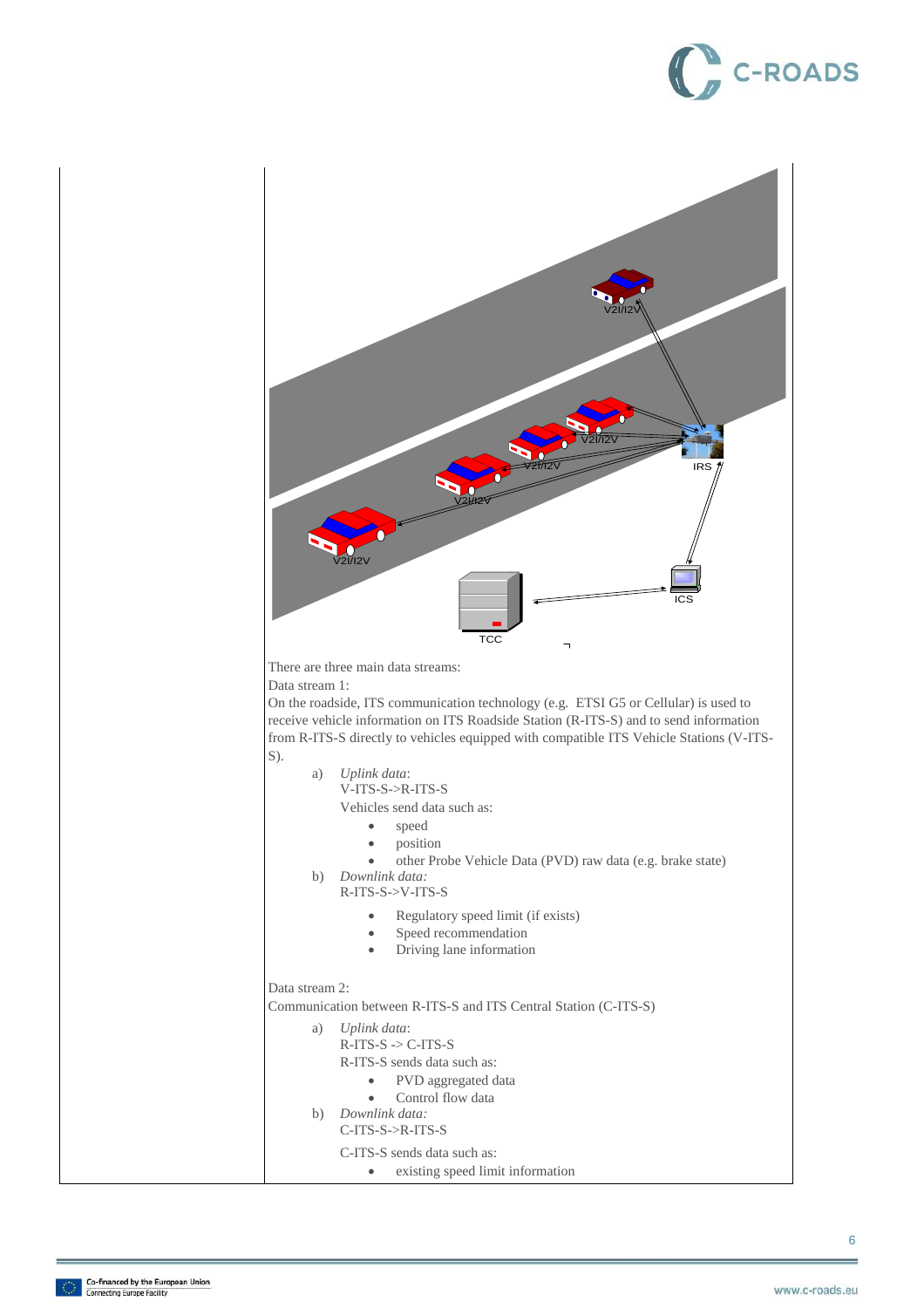There are three main data streams:

Data stream 1:

On the roadside, ITS communication technology (e.g. ETSI G5 or Cellular) is used to receive vehicle information on ITS Roadside Station (R-ITS-S) and to send information from R-ITS-S directly to vehicles equipped with compatible ITS Vehicle Stations (V-ITS-S).

a) *Uplink data*:
   V-ITS-S->R-ITS-S
   Vehicles send data such as:
   - speed
   - position
   - other Probe Vehicle Data (PVD) raw data (e.g. brake state)

b) *Downlink data:*
   R-ITS-S->V-ITS-S
   - Regulatory speed limit (if exists)
   - Speed recommendation
   - Driving lane information

Data stream 2:

Communication between R-ITS-S and ITS Central Station (C-ITS-S)

a) *Uplink data*:
   R-ITS-S -> C-ITS-S
   R-ITS-S sends data such as:
   - PVD aggregated data
   - Control flow data

b) *Downlink data:*
   C-ITS-S->R-ITS-S
   C-ITS-S sends data such as:
   - existing speed limit information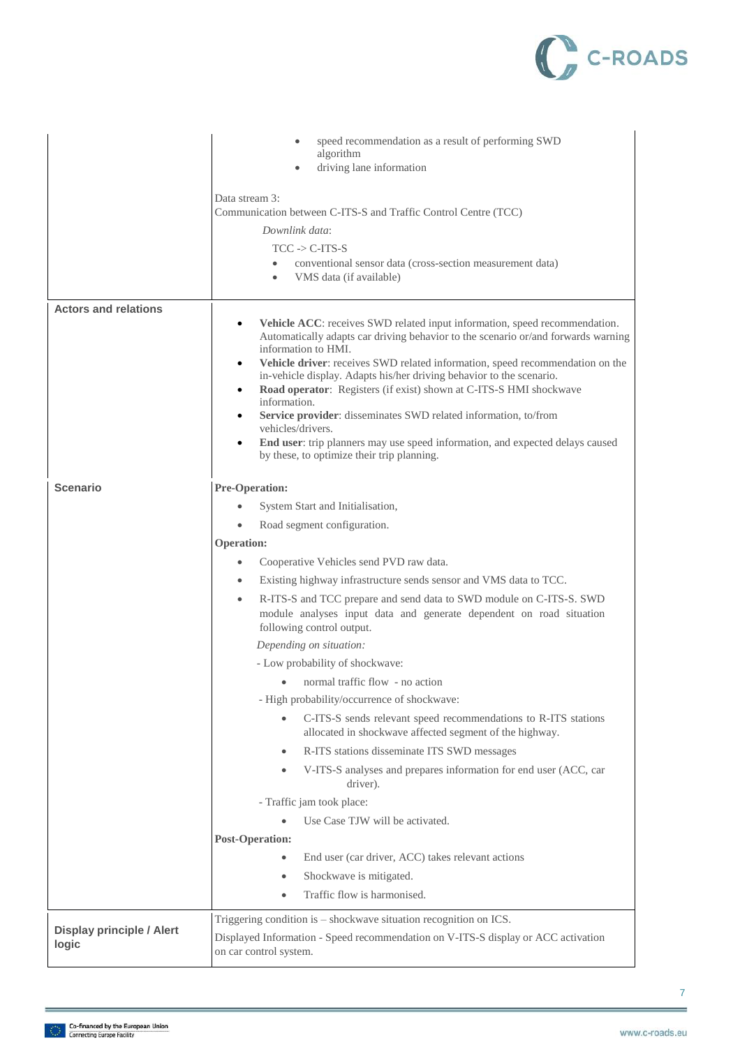| | |
|---|---|
| | <ul><li>speed recommendation as a result of performing SWD algorithm</li><li>driving lane information</li></ul><br>Data stream 3:<br>Communication between C-ITS-S and Traffic Control Centre (TCC)<br>*Downlink data*:<br>TCC -> C-ITS-S<ul><li>conventional sensor data (cross-section measurement data)</li><li>VMS data (if available)</li></ul> |
| **Actors and relations** | <ul><li>**Vehicle ACC**: receives SWD related input information, speed recommendation. Automatically adapts car driving behavior to the scenario or/and forwards warning information to HMI.</li><li>**Vehicle driver**: receives SWD related information, speed recommendation on the in-vehicle display. Adapts his/her driving behavior to the scenario.</li><li>**Road operator**: Registers (if exist) shown at C-ITS-S HMI shockwave information.</li><li>**Service provider**: disseminates SWD related information, to/from vehicles/drivers.</li><li>**End user**: trip planners may use speed information, and expected delays caused by these, to optimize their trip planning.</li></ul> |
| **Scenario** | **Pre-Operation:**<ul><li>System Start and Initialisation,</li><li>Road segment configuration.</li></ul>**Operation:**<ul><li>Cooperative Vehicles send PVD raw data.</li><li>Existing highway infrastructure sends sensor and VMS data to TCC.</li><li>R-ITS-S and TCC prepare and send data to SWD module on C-ITS-S. SWD module analyses input data and generate dependent on road situation following control output.</li></ul>*Depending on situation:*<br>- Low probability of shockwave:<ul><li>normal traffic flow - no action</li></ul>- High probability/occurrence of shockwave:<ul><li>C-ITS-S sends relevant speed recommendations to R-ITS stations allocated in shockwave affected segment of the highway.</li><li>R-ITS stations disseminate ITS SWD messages</li><li>V-ITS-S analyses and prepares information for end user (ACC, car driver).</li></ul>- Traffic jam took place:<ul><li>Use Case TJW will be activated.</li></ul>**Post-Operation:**<ul><li>End user (car driver, ACC) takes relevant actions</li><li>Shockwave is mitigated.</li><li>Traffic flow is harmonised.</li></ul> |
| **Display principle / Alert logic** | Triggering condition is – shockwave situation recognition on ICS.<br>Displayed Information - Speed recommendation on V-ITS-S display or ACC activation on car control system. |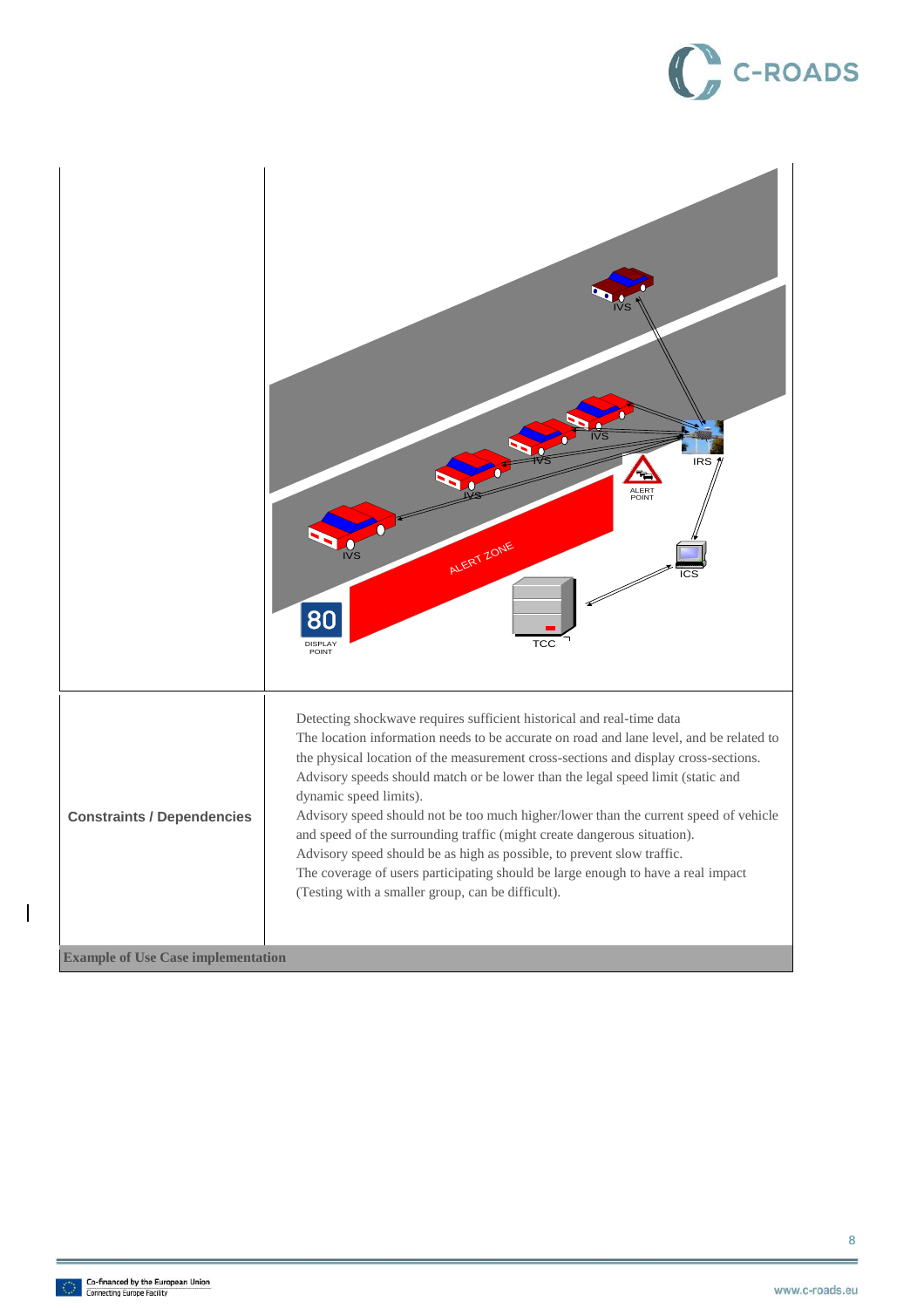| | |
|---|---|
| | |
| **Constraints / Dependencies** | Detecting shockwave requires sufficient historical and real-time data<br>The location information needs to be accurate on road and lane level, and be related to the physical location of the measurement cross-sections and display cross-sections.<br>Advisory speeds should match or be lower than the legal speed limit (static and dynamic speed limits).<br>Advisory speed should not be too much higher/lower than the current speed of vehicle and speed of the surrounding traffic (might create dangerous situation).<br>Advisory speed should be as high as possible, to prevent slow traffic.<br>The coverage of users participating should be large enough to have a real impact (Testing with a smaller group, can be difficult). |
| **Example of Use Case implementation** | |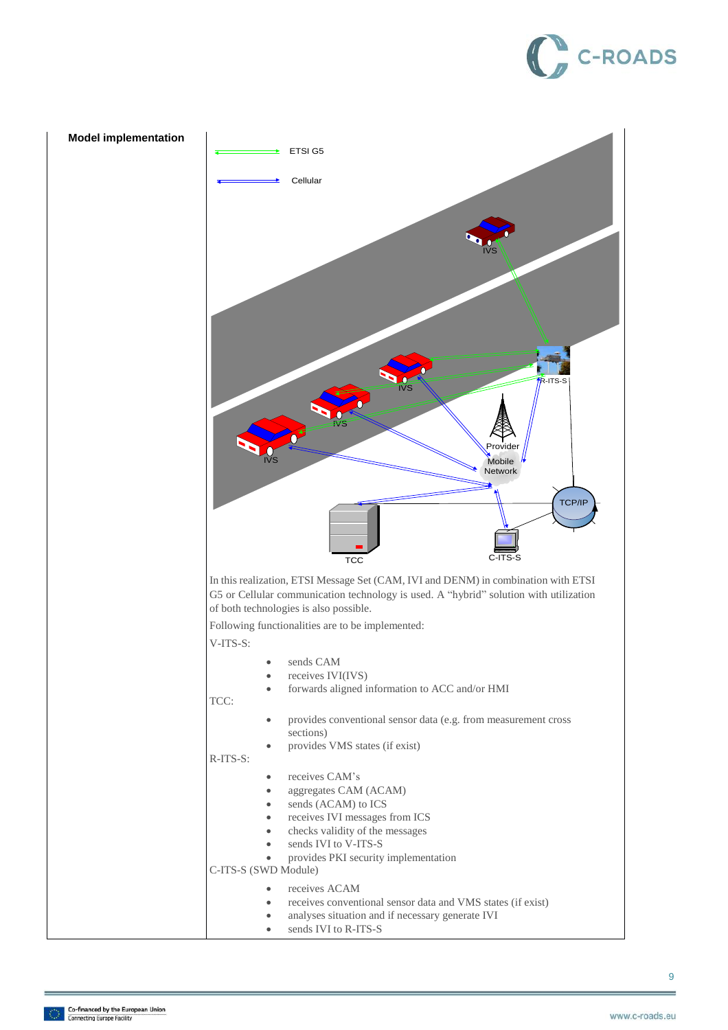| Model implementation | In this realization, ETSI Message Set (CAM, IVI and DENM) in combination with ETSI G5 or Cellular communication technology is used. A "hybrid" solution with utilization of both technologies is also possible.<br><br>Following functionalities are to be implemented:<br><br>V-ITS-S:<br>• sends CAM<br>• receives IVI(IVS)<br>• forwards aligned information to ACC and/or HMI<br><br>TCC:<br>• provides conventional sensor data (e.g. from measurement cross sections)<br>• provides VMS states (if exist)<br><br>R-ITS-S:<br>• receives CAM's<br>• aggregates CAM (ACAM)<br>• sends (ACAM) to ICS<br>• receives IVI messages from ICS<br>• checks validity of the messages<br>• sends IVI to V-ITS-S<br>• provides PKI security implementation<br><br>C-ITS-S (SWD Module)<br>• receives ACAM<br>• receives conventional sensor data and VMS states (if exist)<br>• analyses situation and if necessary generate IVI<br>• sends IVI to R-ITS-S |
|---|---|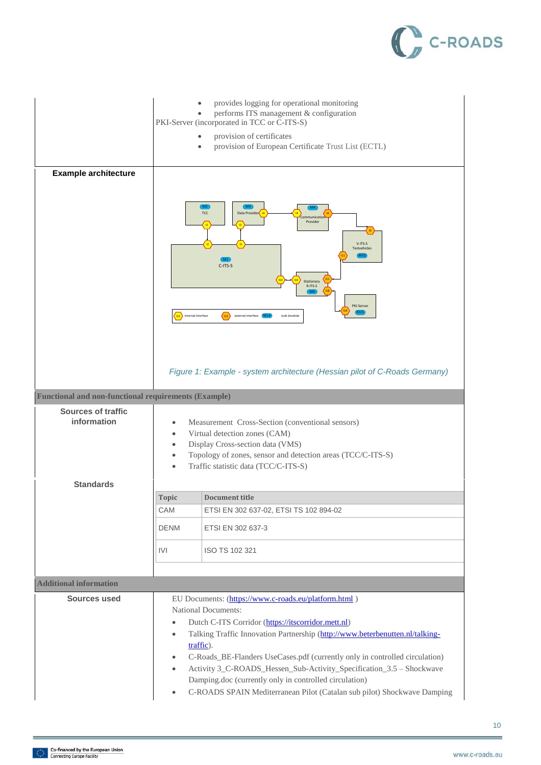| | |
|---|---|
| | • provides logging for operational monitoring<br>• performs ITS management & configuration<br>PKI-Server (incorporated in TCC or C-ITS-S)<br>• provision of certificates<br>• provision of European Certificate Trust List (ECTL) |
| **Example architecture** | *Figure 1: Example - system architecture (Hessian pilot of C-Roads Germany)* |

**Functional and non-functional requirements (Example)**

| | |
|---|---|
| **Sources of traffic information** | • Measurement Cross-Section (conventional sensors)<br>• Virtual detection zones (CAM)<br>• Display Cross-section data (VMS)<br>• Topology of zones, sensor and detection areas (TCC/C-ITS-S)<br>• Traffic statistic data (TCC/C-ITS-S) |
| **Standards** | see table below |

| Topic | Document title |
|---|---|
| CAM | ETSI EN 302 637-02, ETSI TS 102 894-02 |
| DENM | ETSI EN 302 637-3 |
| IVI | ISO TS 102 321 |

**Additional information**

| | |
|---|---|
| **Sources used** | EU Documents: (https://www.c-roads.eu/platform.html )<br>National Documents:<br>• Dutch C-ITS Corridor (https://itscorridor.mett.nl)<br>• Talking Traffic Innovation Partnership (http://www.beterbenutten.nl/talking-traffic).<br>• C-Roads_BE-Flanders UseCases.pdf (currently only in controlled circulation)<br>• Activity 3_C-ROADS_Hessen_Sub-Activity_Specification_3.5 – Shockwave Damping.doc (currently only in controlled circulation)<br>• C-ROADS SPAIN Mediterranean Pilot (Catalan sub pilot) Shockwave Damping |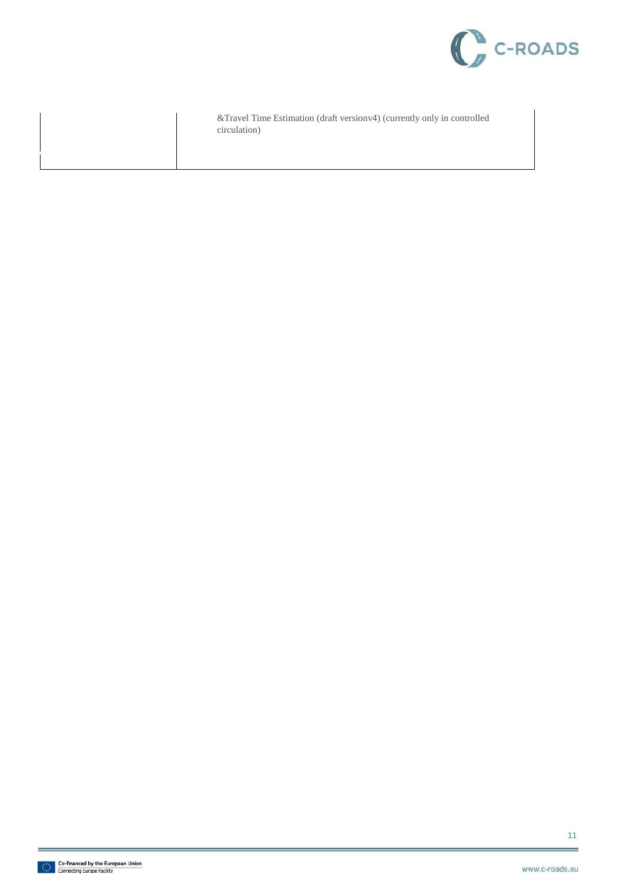| | |
|---|---|
| | &Travel Time Estimation (draft versionv4) (currently only in controlled circulation) |